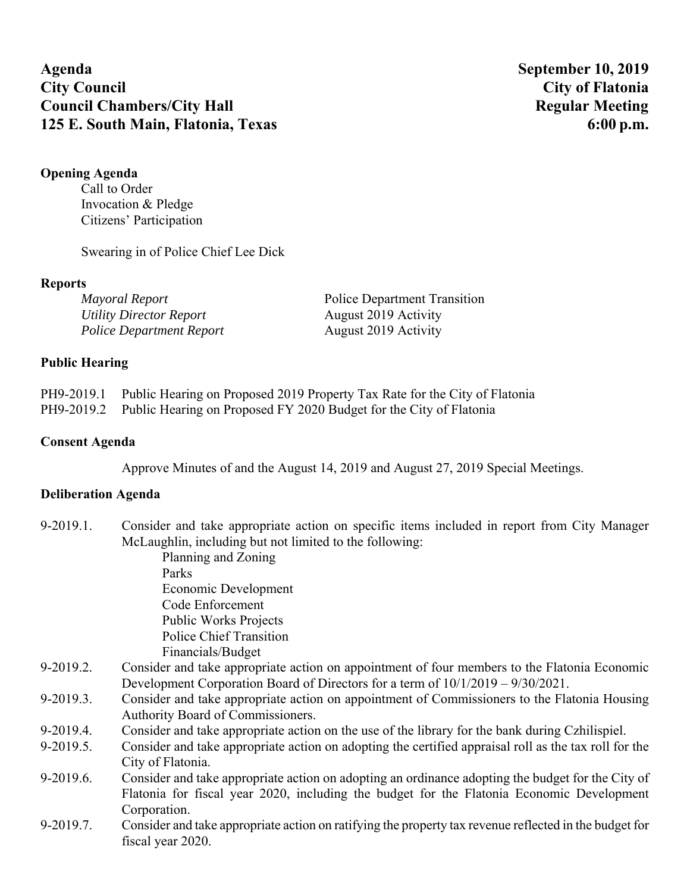**Agenda** **September 10, 2019**
**City Council** **City of Flatonia**
**Council Chambers/City Hall** **Regular Meeting**
**125 E. South Main, Flatonia, Texas** **6:00 p.m.**

**Opening Agenda**

Call to Order
Invocation & Pledge
Citizens' Participation

Swearing in of Police Chief Lee Dick

**Reports**

| | |
|---|---|
| *Mayoral Report* | Police Department Transition |
| *Utility Director Report* | August 2019 Activity |
| *Police Department Report* | August 2019 Activity |

**Public Hearing**

PH9-2019.1 Public Hearing on Proposed 2019 Property Tax Rate for the City of Flatonia
PH9-2019.2 Public Hearing on Proposed FY 2020 Budget for the City of Flatonia

**Consent Agenda**

Approve Minutes of and the August 14, 2019 and August 27, 2019 Special Meetings.

**Deliberation Agenda**

9-2019.1. Consider and take appropriate action on specific items included in report from City Manager McLaughlin, including but not limited to the following:

- Planning and Zoning
- Parks
- Economic Development
- Code Enforcement
- Public Works Projects
- Police Chief Transition
- Financials/Budget

9-2019.2. Consider and take appropriate action on appointment of four members to the Flatonia Economic Development Corporation Board of Directors for a term of 10/1/2019 – 9/30/2021.

9-2019.3. Consider and take appropriate action on appointment of Commissioners to the Flatonia Housing Authority Board of Commissioners.

9-2019.4. Consider and take appropriate action on the use of the library for the bank during Czhilispiel.

9-2019.5. Consider and take appropriate action on adopting the certified appraisal roll as the tax roll for the City of Flatonia.

9-2019.6. Consider and take appropriate action on adopting an ordinance adopting the budget for the City of Flatonia for fiscal year 2020, including the budget for the Flatonia Economic Development Corporation.

9-2019.7. Consider and take appropriate action on ratifying the property tax revenue reflected in the budget for fiscal year 2020.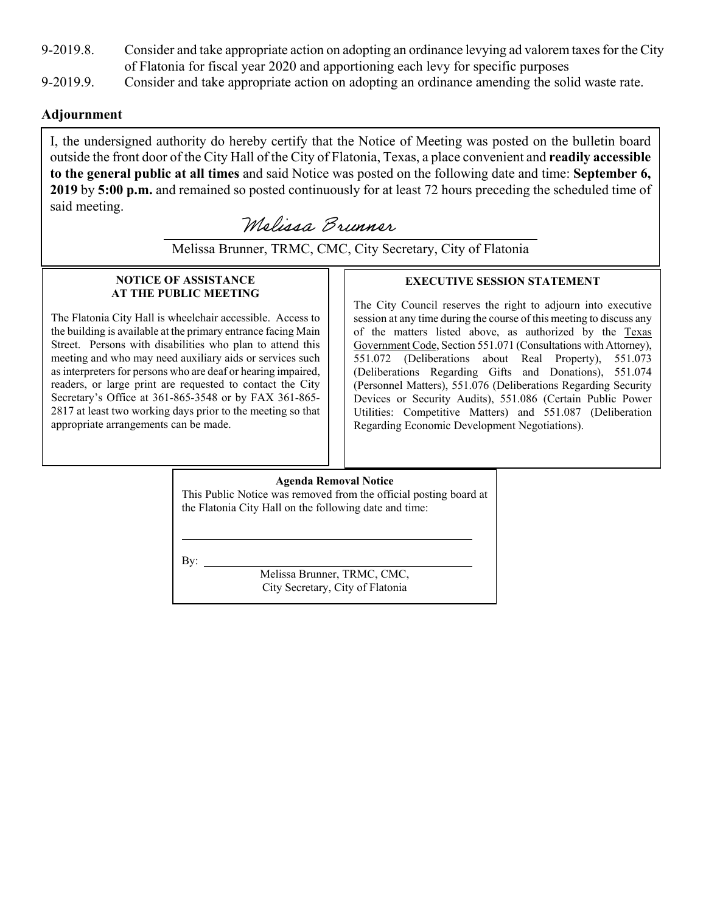9-2019.8. Consider and take appropriate action on adopting an ordinance levying ad valorem taxes for the City of Flatonia for fiscal year 2020 and apportioning each levy for specific purposes

9-2019.9. Consider and take appropriate action on adopting an ordinance amending the solid waste rate.

**Adjournment**

I, the undersigned authority do hereby certify that the Notice of Meeting was posted on the bulletin board outside the front door of the City Hall of the City of Flatonia, Texas, a place convenient and **readily accessible to the general public at all times** and said Notice was posted on the following date and time: **September 6, 2019** by **5:00 p.m.** and remained so posted continuously for at least 72 hours preceding the scheduled time of said meeting.

*Melissa Brunner*

Melissa Brunner, TRMC, CMC, City Secretary, City of Flatonia

**NOTICE OF ASSISTANCE AT THE PUBLIC MEETING**

The Flatonia City Hall is wheelchair accessible. Access to the building is available at the primary entrance facing Main Street. Persons with disabilities who plan to attend this meeting and who may need auxiliary aids or services such as interpreters for persons who are deaf or hearing impaired, readers, or large print are requested to contact the City Secretary's Office at 361-865-3548 or by FAX 361-865-2817 at least two working days prior to the meeting so that appropriate arrangements can be made.

**EXECUTIVE SESSION STATEMENT**

The City Council reserves the right to adjourn into executive session at any time during the course of this meeting to discuss any of the matters listed above, as authorized by the Texas Government Code, Section 551.071 (Consultations with Attorney), 551.072 (Deliberations about Real Property), 551.073 (Deliberations Regarding Gifts and Donations), 551.074 (Personnel Matters), 551.076 (Deliberations Regarding Security Devices or Security Audits), 551.086 (Certain Public Power Utilities: Competitive Matters) and 551.087 (Deliberation Regarding Economic Development Negotiations).

**Agenda Removal Notice**

This Public Notice was removed from the official posting board at the Flatonia City Hall on the following date and time:

\_\_\_\_\_\_\_\_\_\_\_\_\_\_\_\_\_\_\_\_\_\_\_\_\_\_\_\_\_\_\_\_\_\_\_\_\_\_\_\_

By: \_\_\_\_\_\_\_\_\_\_\_\_\_\_\_\_\_\_\_\_\_\_\_\_\_\_\_\_\_\_\_\_\_\_\_\_\_\_

Melissa Brunner, TRMC, CMC,
City Secretary, City of Flatonia